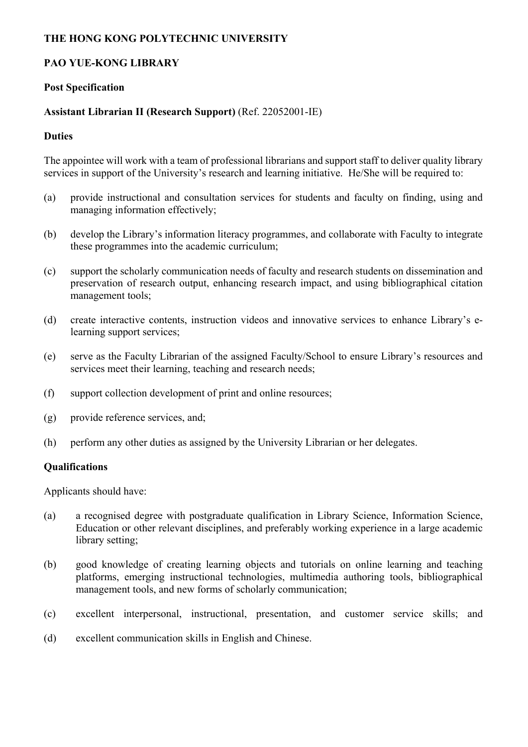**THE HONG KONG POLYTECHNIC UNIVERSITY**

**PAO YUE-KONG LIBRARY**

**Post Specification**

**Assistant Librarian II (Research Support)** (Ref. 22052001-IE)

**Duties**

The appointee will work with a team of professional librarians and support staff to deliver quality library services in support of the University's research and learning initiative. He/She will be required to:

(a) provide instructional and consultation services for students and faculty on finding, using and managing information effectively;

(b) develop the Library's information literacy programmes, and collaborate with Faculty to integrate these programmes into the academic curriculum;

(c) support the scholarly communication needs of faculty and research students on dissemination and preservation of research output, enhancing research impact, and using bibliographical citation management tools;

(d) create interactive contents, instruction videos and innovative services to enhance Library's e-learning support services;

(e) serve as the Faculty Librarian of the assigned Faculty/School to ensure Library's resources and services meet their learning, teaching and research needs;

(f) support collection development of print and online resources;

(g) provide reference services, and;

(h) perform any other duties as assigned by the University Librarian or her delegates.

**Qualifications**

Applicants should have:

(a) a recognised degree with postgraduate qualification in Library Science, Information Science, Education or other relevant disciplines, and preferably working experience in a large academic library setting;

(b) good knowledge of creating learning objects and tutorials on online learning and teaching platforms, emerging instructional technologies, multimedia authoring tools, bibliographical management tools, and new forms of scholarly communication;

(c) excellent interpersonal, instructional, presentation, and customer service skills; and

(d) excellent communication skills in English and Chinese.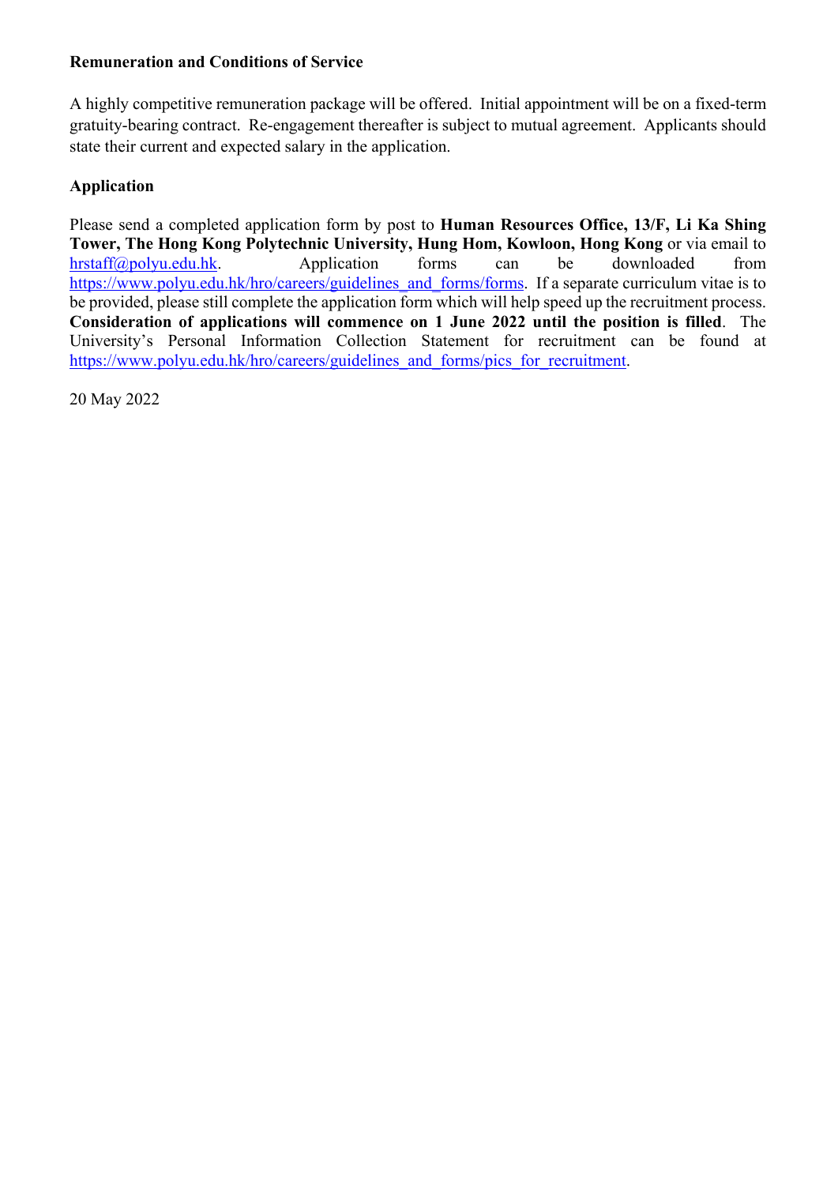**Remuneration and Conditions of Service**

A highly competitive remuneration package will be offered. Initial appointment will be on a fixed-term gratuity-bearing contract. Re-engagement thereafter is subject to mutual agreement. Applicants should state their current and expected salary in the application.

**Application**

Please send a completed application form by post to **Human Resources Office, 13/F, Li Ka Shing Tower, The Hong Kong Polytechnic University, Hung Hom, Kowloon, Hong Kong** or via email to hrstaff@polyu.edu.hk. Application forms can be downloaded from https://www.polyu.edu.hk/hro/careers/guidelines_and_forms/forms. If a separate curriculum vitae is to be provided, please still complete the application form which will help speed up the recruitment process. **Consideration of applications will commence on 1 June 2022 until the position is filled**. The University's Personal Information Collection Statement for recruitment can be found at https://www.polyu.edu.hk/hro/careers/guidelines_and_forms/pics_for_recruitment.

20 May 2022